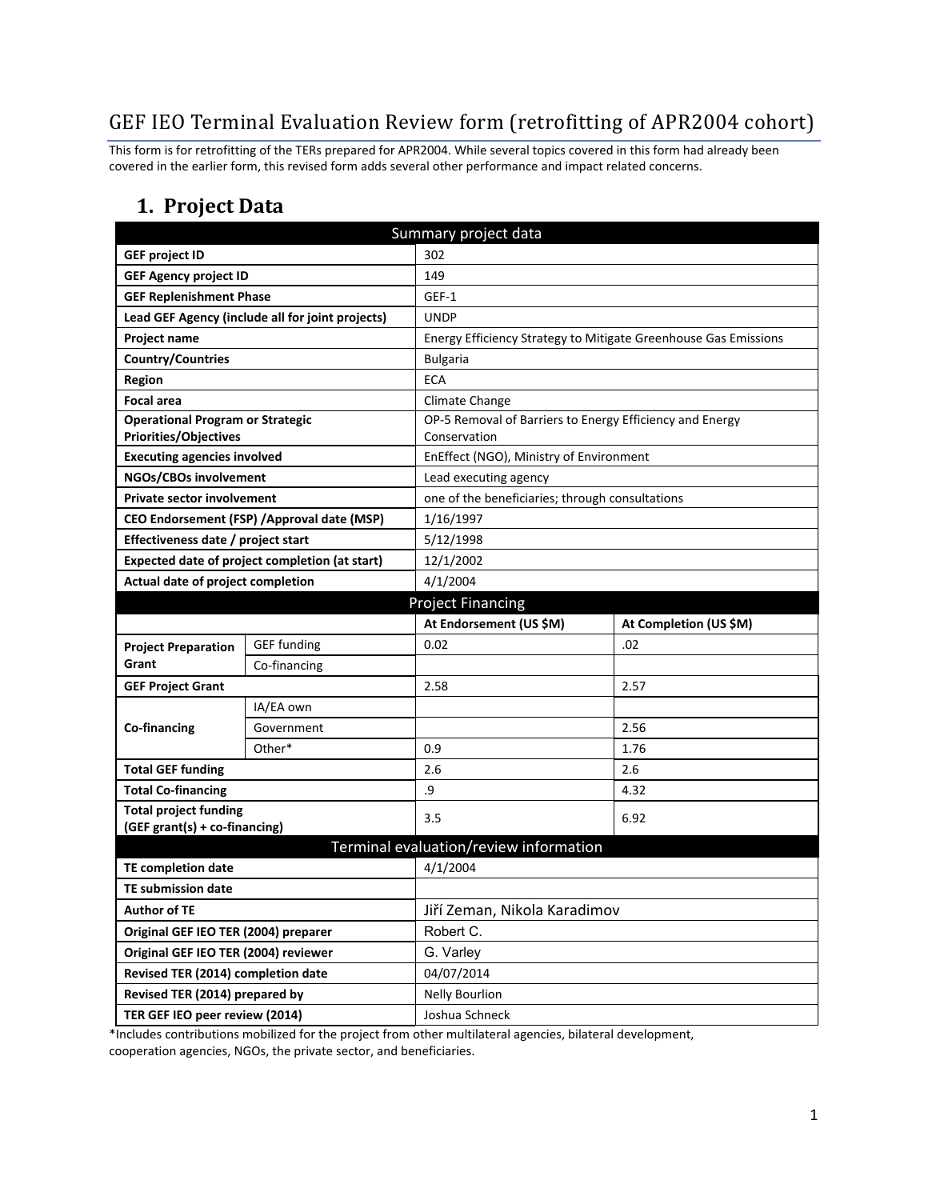# GEF IEO Terminal Evaluation Review form (retrofitting of APR2004 cohort)

This form is for retrofitting of the TERs prepared for APR2004. While several topics covered in this form had already been covered in the earlier form, this revised form adds several other performance and impact related concerns.

## 1. Project Data

| Summary project data | | | |
|---|---|---|---|
| **GEF project ID** | | 302 | |
| **GEF Agency project ID** | | 149 | |
| **GEF Replenishment Phase** | | GEF-1 | |
| **Lead GEF Agency (include all for joint projects)** | | UNDP | |
| **Project name** | | Energy Efficiency Strategy to Mitigate Greenhouse Gas Emissions | |
| **Country/Countries** | | Bulgaria | |
| **Region** | | ECA | |
| **Focal area** | | Climate Change | |
| **Operational Program or Strategic Priorities/Objectives** | | OP-5 Removal of Barriers to Energy Efficiency and Energy Conservation | |
| **Executing agencies involved** | | EnEffect (NGO), Ministry of Environment | |
| **NGOs/CBOs involvement** | | Lead executing agency | |
| **Private sector involvement** | | one of the beneficiaries; through consultations | |
| **CEO Endorsement (FSP) /Approval date (MSP)** | | 1/16/1997 | |
| **Effectiveness date / project start** | | 5/12/1998 | |
| **Expected date of project completion (at start)** | | 12/1/2002 | |
| **Actual date of project completion** | | 4/1/2004 | |
| **Project Financing** | | | |
| | | **At Endorsement (US $M)** | **At Completion (US $M)** |
| **Project Preparation Grant** | GEF funding | 0.02 | .02 |
| | Co-financing | | |
| **GEF Project Grant** | | 2.58 | 2.57 |
| **Co-financing** | IA/EA own | | |
| | Government | | 2.56 |
| | Other* | 0.9 | 1.76 |
| **Total GEF funding** | | 2.6 | 2.6 |
| **Total Co-financing** | | .9 | 4.32 |
| **Total project funding (GEF grant(s) + co-financing)** | | 3.5 | 6.92 |
| **Terminal evaluation/review information** | | | |
| **TE completion date** | | 4/1/2004 | |
| **TE submission date** | | | |
| **Author of TE** | | Jiří Zeman, Nikola Karadimov | |
| **Original GEF IEO TER (2004) preparer** | | Robert C. | |
| **Original GEF IEO TER (2004) reviewer** | | G. Varley | |
| **Revised TER (2014) completion date** | | 04/07/2014 | |
| **Revised TER (2014) prepared by** | | Nelly Bourlion | |
| **TER GEF IEO peer review (2014)** | | Joshua Schneck | |

*Includes contributions mobilized for the project from other multilateral agencies, bilateral development, cooperation agencies, NGOs, the private sector, and beneficiaries.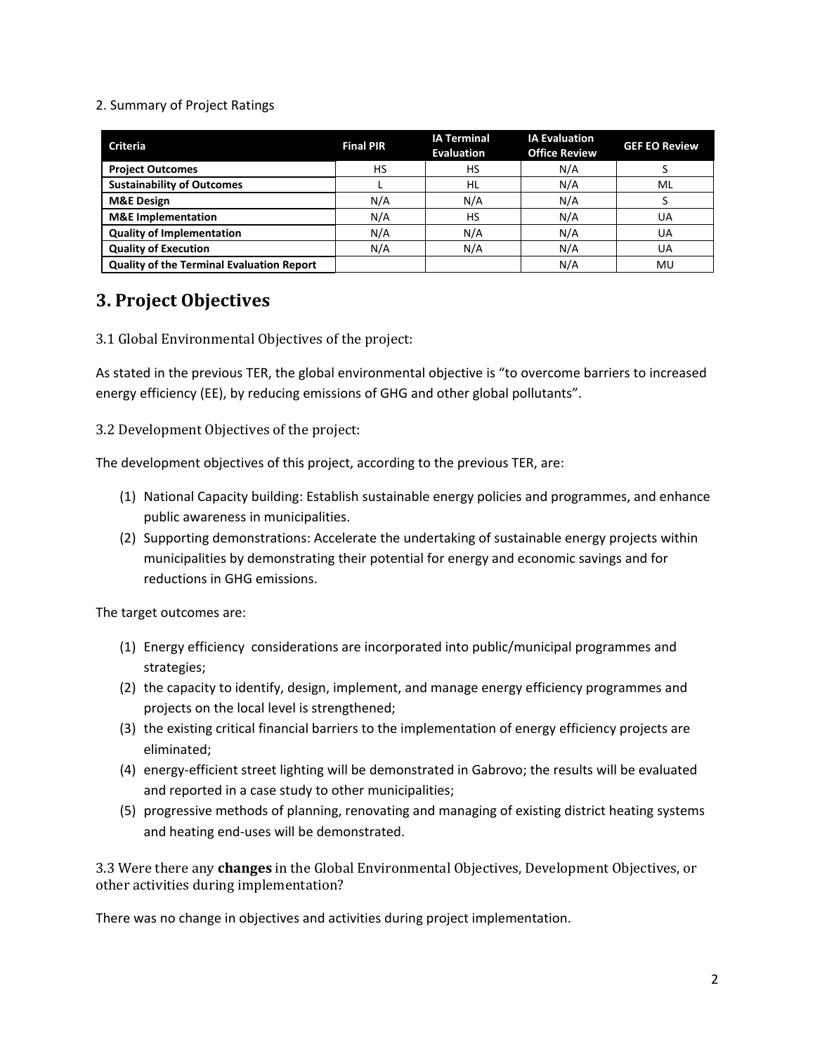2. Summary of Project Ratings

| Criteria | Final PIR | IA Terminal Evaluation | IA Evaluation Office Review | GEF EO Review |
|---|---|---|---|---|
| **Project Outcomes** | HS | HS | N/A | S |
| **Sustainability of Outcomes** | L | HL | N/A | ML |
| **M&E Design** | N/A | N/A | N/A | S |
| **M&E Implementation** | N/A | HS | N/A | UA |
| **Quality of Implementation** | N/A | N/A | N/A | UA |
| **Quality of Execution** | N/A | N/A | N/A | UA |
| **Quality of the Terminal Evaluation Report** | | | N/A | MU |

# 3. Project Objectives

### 3.1 Global Environmental Objectives of the project:

As stated in the previous TER, the global environmental objective is "to overcome barriers to increased energy efficiency (EE), by reducing emissions of GHG and other global pollutants".

### 3.2 Development Objectives of the project:

The development objectives of this project, according to the previous TER, are:

(1) National Capacity building: Establish sustainable energy policies and programmes, and enhance public awareness in municipalities.
(2) Supporting demonstrations: Accelerate the undertaking of sustainable energy projects within municipalities by demonstrating their potential for energy and economic savings and for reductions in GHG emissions.

The target outcomes are:

(1) Energy efficiency considerations are incorporated into public/municipal programmes and strategies;
(2) the capacity to identify, design, implement, and manage energy efficiency programmes and projects on the local level is strengthened;
(3) the existing critical financial barriers to the implementation of energy efficiency projects are eliminated;
(4) energy-efficient street lighting will be demonstrated in Gabrovo; the results will be evaluated and reported in a case study to other municipalities;
(5) progressive methods of planning, renovating and managing of existing district heating systems and heating end-uses will be demonstrated.

### 3.3 Were there any **changes** in the Global Environmental Objectives, Development Objectives, or other activities during implementation?

There was no change in objectives and activities during project implementation.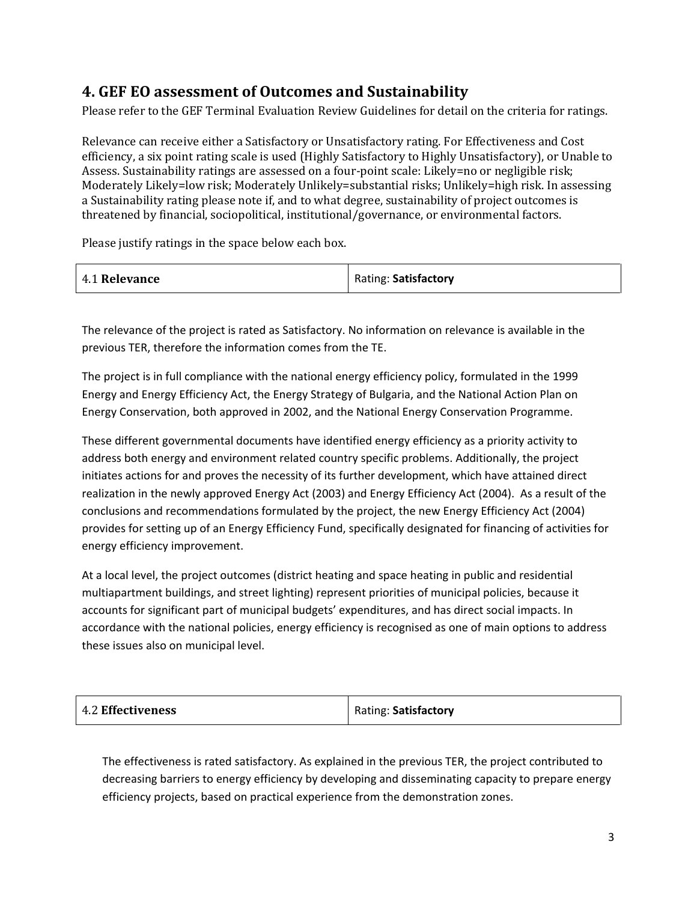## 4. GEF EO assessment of Outcomes and Sustainability

Please refer to the GEF Terminal Evaluation Review Guidelines for detail on the criteria for ratings.

Relevance can receive either a Satisfactory or Unsatisfactory rating. For Effectiveness and Cost efficiency, a six point rating scale is used (Highly Satisfactory to Highly Unsatisfactory), or Unable to Assess. Sustainability ratings are assessed on a four-point scale: Likely=no or negligible risk; Moderately Likely=low risk; Moderately Unlikely=substantial risks; Unlikely=high risk. In assessing a Sustainability rating please note if, and to what degree, sustainability of project outcomes is threatened by financial, sociopolitical, institutional/governance, or environmental factors.

Please justify ratings in the space below each box.

| 4.1 **Relevance** | Rating: **Satisfactory** |
|---|---|

The relevance of the project is rated as Satisfactory. No information on relevance is available in the previous TER, therefore the information comes from the TE.

The project is in full compliance with the national energy efficiency policy, formulated in the 1999 Energy and Energy Efficiency Act, the Energy Strategy of Bulgaria, and the National Action Plan on Energy Conservation, both approved in 2002, and the National Energy Conservation Programme.

These different governmental documents have identified energy efficiency as a priority activity to address both energy and environment related country specific problems. Additionally, the project initiates actions for and proves the necessity of its further development, which have attained direct realization in the newly approved Energy Act (2003) and Energy Efficiency Act (2004). As a result of the conclusions and recommendations formulated by the project, the new Energy Efficiency Act (2004) provides for setting up of an Energy Efficiency Fund, specifically designated for financing of activities for energy efficiency improvement.

At a local level, the project outcomes (district heating and space heating in public and residential multiapartment buildings, and street lighting) represent priorities of municipal policies, because it accounts for significant part of municipal budgets' expenditures, and has direct social impacts. In accordance with the national policies, energy efficiency is recognised as one of main options to address these issues also on municipal level.

| 4.2 **Effectiveness** | Rating: **Satisfactory** |
|---|---|

The effectiveness is rated satisfactory. As explained in the previous TER, the project contributed to decreasing barriers to energy efficiency by developing and disseminating capacity to prepare energy efficiency projects, based on practical experience from the demonstration zones.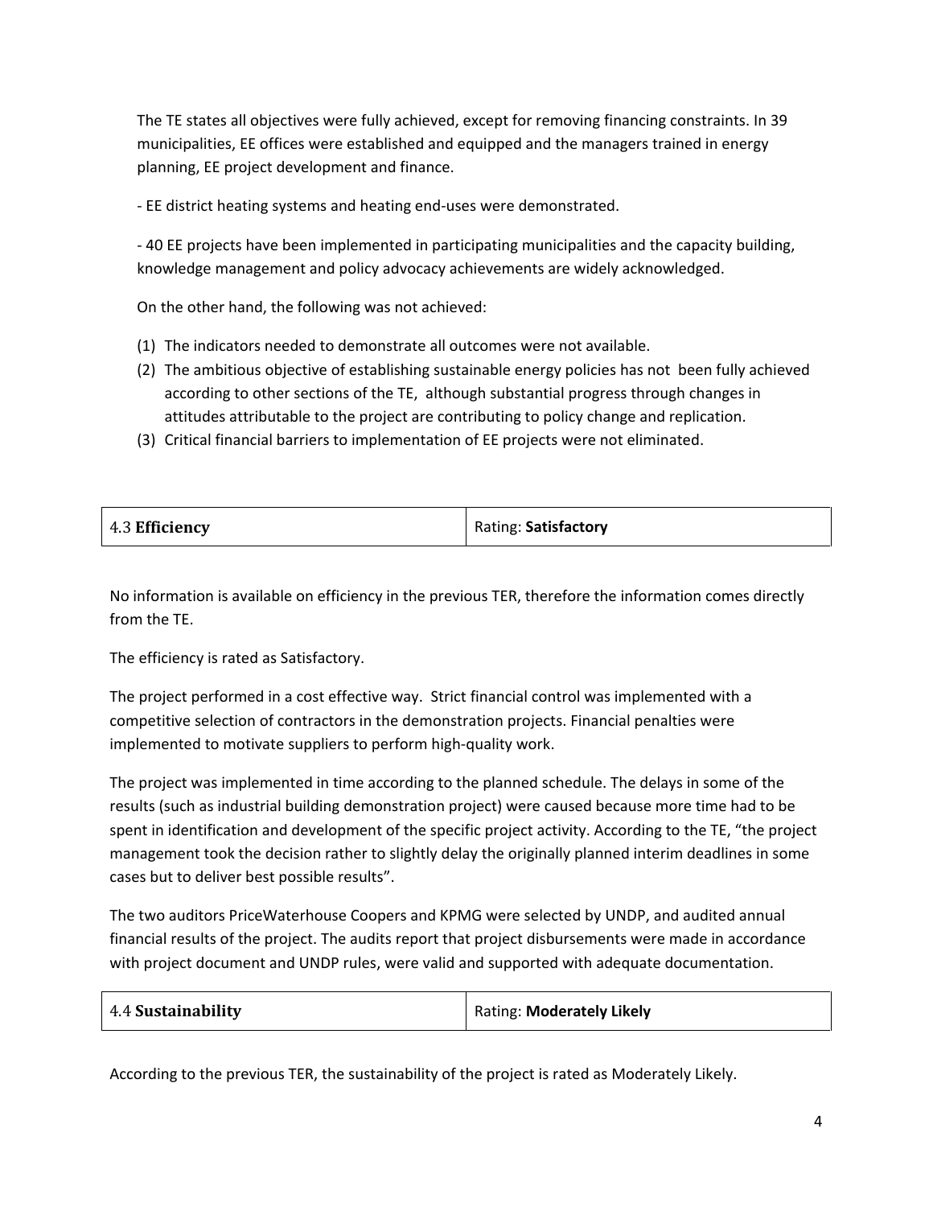The TE states all objectives were fully achieved, except for removing financing constraints. In 39 municipalities, EE offices were established and equipped and the managers trained in energy planning, EE project development and finance.

- EE district heating systems and heating end-uses were demonstrated.

- 40 EE projects have been implemented in participating municipalities and the capacity building, knowledge management and policy advocacy achievements are widely acknowledged.

On the other hand, the following was not achieved:

(1) The indicators needed to demonstrate all outcomes were not available.
(2) The ambitious objective of establishing sustainable energy policies has not been fully achieved according to other sections of the TE, although substantial progress through changes in attitudes attributable to the project are contributing to policy change and replication.
(3) Critical financial barriers to implementation of EE projects were not eliminated.

| 4.3 **Efficiency** | Rating: **Satisfactory** |
|---|---|

No information is available on efficiency in the previous TER, therefore the information comes directly from the TE.

The efficiency is rated as Satisfactory.

The project performed in a cost effective way. Strict financial control was implemented with a competitive selection of contractors in the demonstration projects. Financial penalties were implemented to motivate suppliers to perform high-quality work.

The project was implemented in time according to the planned schedule. The delays in some of the results (such as industrial building demonstration project) were caused because more time had to be spent in identification and development of the specific project activity. According to the TE, "the project management took the decision rather to slightly delay the originally planned interim deadlines in some cases but to deliver best possible results".

The two auditors PriceWaterhouse Coopers and KPMG were selected by UNDP, and audited annual financial results of the project. The audits report that project disbursements were made in accordance with project document and UNDP rules, were valid and supported with adequate documentation.

| 4.4 **Sustainability** | Rating: **Moderately Likely** |
|---|---|

According to the previous TER, the sustainability of the project is rated as Moderately Likely.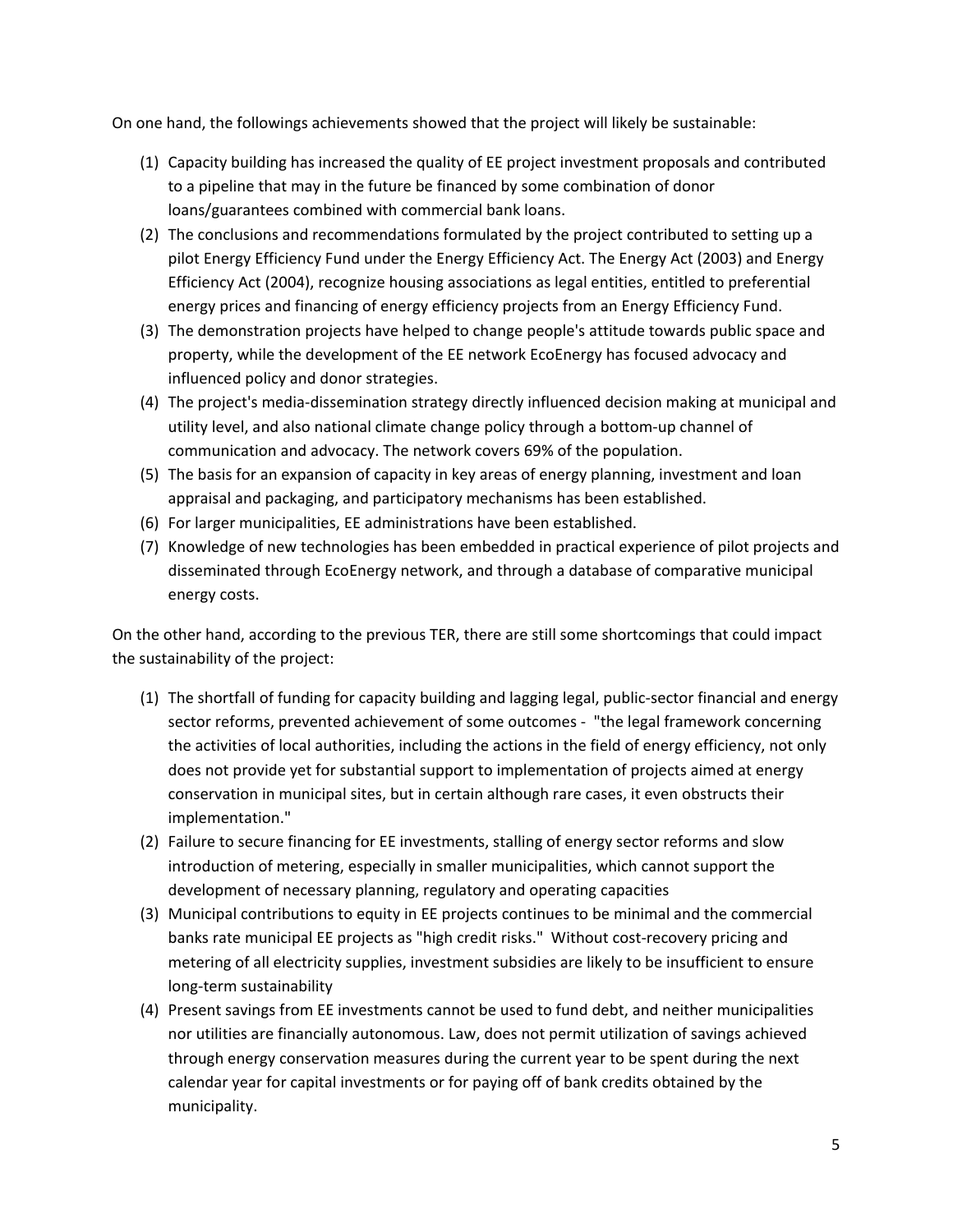On one hand, the followings achievements showed that the project will likely be sustainable:

(1) Capacity building has increased the quality of EE project investment proposals and contributed to a pipeline that may in the future be financed by some combination of donor loans/guarantees combined with commercial bank loans.
(2) The conclusions and recommendations formulated by the project contributed to setting up a pilot Energy Efficiency Fund under the Energy Efficiency Act. The Energy Act (2003) and Energy Efficiency Act (2004), recognize housing associations as legal entities, entitled to preferential energy prices and financing of energy efficiency projects from an Energy Efficiency Fund.
(3) The demonstration projects have helped to change people's attitude towards public space and property, while the development of the EE network EcoEnergy has focused advocacy and influenced policy and donor strategies.
(4) The project's media-dissemination strategy directly influenced decision making at municipal and utility level, and also national climate change policy through a bottom-up channel of communication and advocacy. The network covers 69% of the population.
(5) The basis for an expansion of capacity in key areas of energy planning, investment and loan appraisal and packaging, and participatory mechanisms has been established.
(6) For larger municipalities, EE administrations have been established.
(7) Knowledge of new technologies has been embedded in practical experience of pilot projects and disseminated through EcoEnergy network, and through a database of comparative municipal energy costs.

On the other hand, according to the previous TER, there are still some shortcomings that could impact the sustainability of the project:

(1) The shortfall of funding for capacity building and lagging legal, public-sector financial and energy sector reforms, prevented achievement of some outcomes - "the legal framework concerning the activities of local authorities, including the actions in the field of energy efficiency, not only does not provide yet for substantial support to implementation of projects aimed at energy conservation in municipal sites, but in certain although rare cases, it even obstructs their implementation."
(2) Failure to secure financing for EE investments, stalling of energy sector reforms and slow introduction of metering, especially in smaller municipalities, which cannot support the development of necessary planning, regulatory and operating capacities
(3) Municipal contributions to equity in EE projects continues to be minimal and the commercial banks rate municipal EE projects as "high credit risks." Without cost-recovery pricing and metering of all electricity supplies, investment subsidies are likely to be insufficient to ensure long-term sustainability
(4) Present savings from EE investments cannot be used to fund debt, and neither municipalities nor utilities are financially autonomous. Law, does not permit utilization of savings achieved through energy conservation measures during the current year to be spent during the next calendar year for capital investments or for paying off of bank credits obtained by the municipality.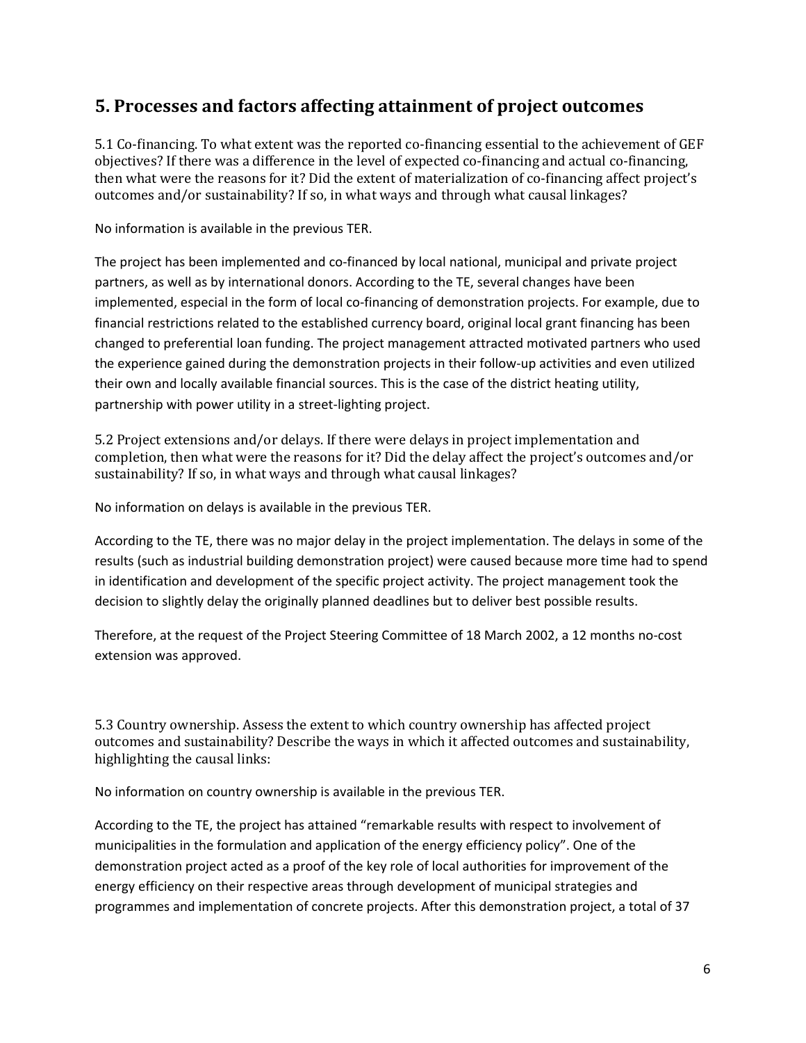## 5. Processes and factors affecting attainment of project outcomes

5.1 Co-financing. To what extent was the reported co-financing essential to the achievement of GEF objectives? If there was a difference in the level of expected co-financing and actual co-financing, then what were the reasons for it? Did the extent of materialization of co-financing affect project's outcomes and/or sustainability? If so, in what ways and through what causal linkages?

No information is available in the previous TER.

The project has been implemented and co-financed by local national, municipal and private project partners, as well as by international donors. According to the TE, several changes have been implemented, especial in the form of local co-financing of demonstration projects. For example, due to financial restrictions related to the established currency board, original local grant financing has been changed to preferential loan funding. The project management attracted motivated partners who used the experience gained during the demonstration projects in their follow-up activities and even utilized their own and locally available financial sources. This is the case of the district heating utility, partnership with power utility in a street-lighting project.

5.2 Project extensions and/or delays. If there were delays in project implementation and completion, then what were the reasons for it? Did the delay affect the project's outcomes and/or sustainability? If so, in what ways and through what causal linkages?

No information on delays is available in the previous TER.

According to the TE, there was no major delay in the project implementation. The delays in some of the results (such as industrial building demonstration project) were caused because more time had to spend in identification and development of the specific project activity. The project management took the decision to slightly delay the originally planned deadlines but to deliver best possible results.

Therefore, at the request of the Project Steering Committee of 18 March 2002, a 12 months no-cost extension was approved.

5.3 Country ownership. Assess the extent to which country ownership has affected project outcomes and sustainability? Describe the ways in which it affected outcomes and sustainability, highlighting the causal links:

No information on country ownership is available in the previous TER.

According to the TE, the project has attained "remarkable results with respect to involvement of municipalities in the formulation and application of the energy efficiency policy". One of the demonstration project acted as a proof of the key role of local authorities for improvement of the energy efficiency on their respective areas through development of municipal strategies and programmes and implementation of concrete projects. After this demonstration project, a total of 37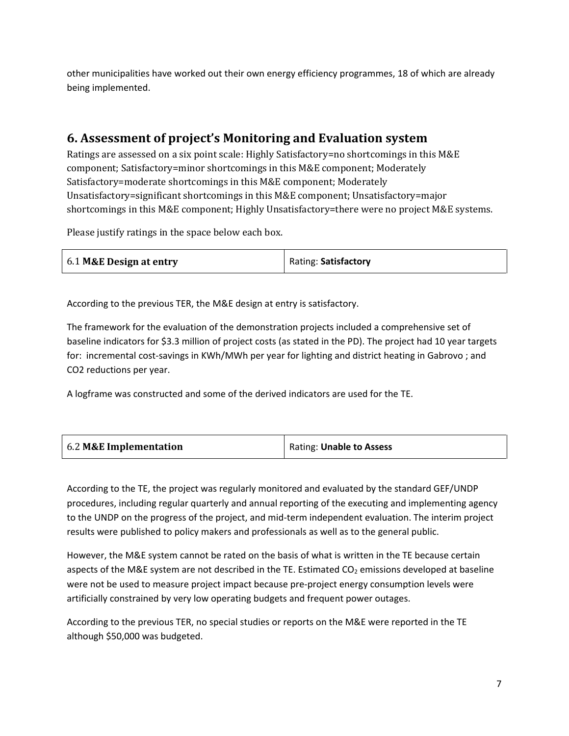other municipalities have worked out their own energy efficiency programmes, 18 of which are already being implemented.

## 6. Assessment of project's Monitoring and Evaluation system

Ratings are assessed on a six point scale: Highly Satisfactory=no shortcomings in this M&E component; Satisfactory=minor shortcomings in this M&E component; Moderately Satisfactory=moderate shortcomings in this M&E component; Moderately Unsatisfactory=significant shortcomings in this M&E component; Unsatisfactory=major shortcomings in this M&E component; Highly Unsatisfactory=there were no project M&E systems.

Please justify ratings in the space below each box.

| 6.1 **M&E Design at entry** | Rating: **Satisfactory** |
|---|---|

According to the previous TER, the M&E design at entry is satisfactory.

The framework for the evaluation of the demonstration projects included a comprehensive set of baseline indicators for $3.3 million of project costs (as stated in the PD). The project had 10 year targets for: incremental cost-savings in KWh/MWh per year for lighting and district heating in Gabrovo ; and CO2 reductions per year.

A logframe was constructed and some of the derived indicators are used for the TE.

| 6.2 **M&E Implementation** | Rating: **Unable to Assess** |
|---|---|

According to the TE, the project was regularly monitored and evaluated by the standard GEF/UNDP procedures, including regular quarterly and annual reporting of the executing and implementing agency to the UNDP on the progress of the project, and mid-term independent evaluation. The interim project results were published to policy makers and professionals as well as to the general public.

However, the M&E system cannot be rated on the basis of what is written in the TE because certain aspects of the M&E system are not described in the TE. Estimated $CO_2$ emissions developed at baseline were not be used to measure project impact because pre-project energy consumption levels were artificially constrained by very low operating budgets and frequent power outages.

According to the previous TER, no special studies or reports on the M&E were reported in the TE although $50,000 was budgeted.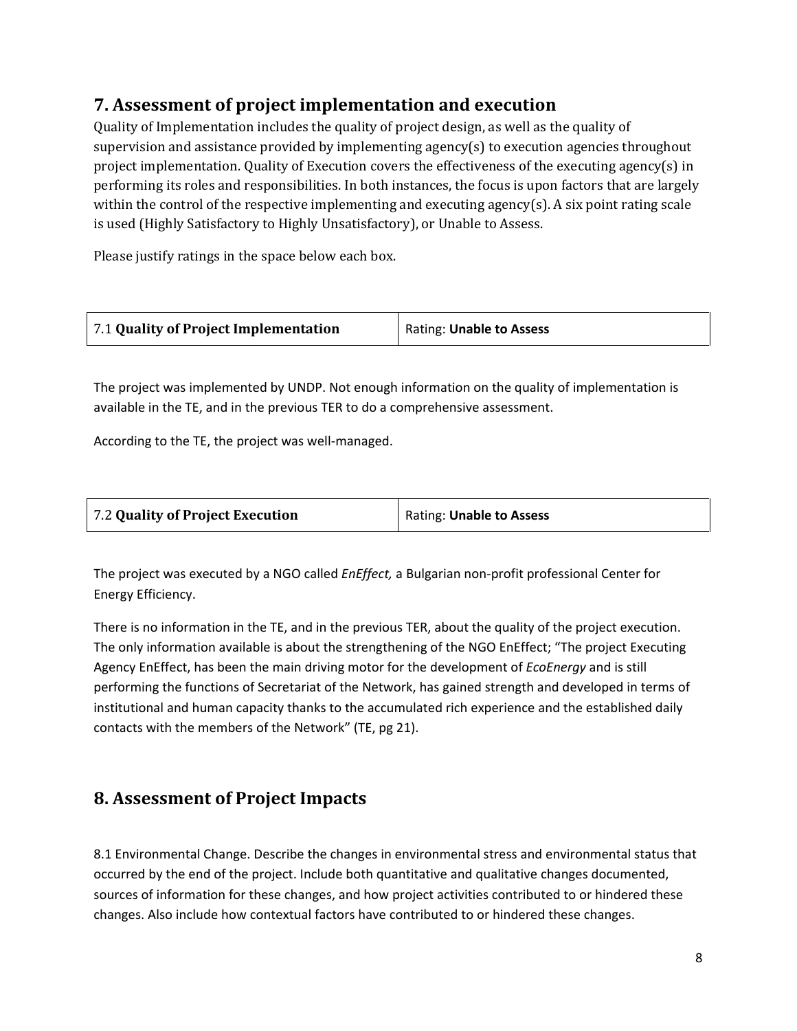## 7. Assessment of project implementation and execution

Quality of Implementation includes the quality of project design, as well as the quality of supervision and assistance provided by implementing agency(s) to execution agencies throughout project implementation. Quality of Execution covers the effectiveness of the executing agency(s) in performing its roles and responsibilities. In both instances, the focus is upon factors that are largely within the control of the respective implementing and executing agency(s). A six point rating scale is used (Highly Satisfactory to Highly Unsatisfactory), or Unable to Assess.

Please justify ratings in the space below each box.

| 7.1 **Quality of Project Implementation** | Rating: **Unable to Assess** |
|---|---|

The project was implemented by UNDP. Not enough information on the quality of implementation is available in the TE, and in the previous TER to do a comprehensive assessment.

According to the TE, the project was well-managed.

| 7.2 **Quality of Project Execution** | Rating: **Unable to Assess** |
|---|---|

The project was executed by a NGO called *EnEffect,* a Bulgarian non-profit professional Center for Energy Efficiency.

There is no information in the TE, and in the previous TER, about the quality of the project execution. The only information available is about the strengthening of the NGO EnEffect; “The project Executing Agency EnEffect, has been the main driving motor for the development of *EcoEnergy* and is still performing the functions of Secretariat of the Network, has gained strength and developed in terms of institutional and human capacity thanks to the accumulated rich experience and the established daily contacts with the members of the Network” (TE, pg 21).

## 8. Assessment of Project Impacts

8.1 Environmental Change. Describe the changes in environmental stress and environmental status that occurred by the end of the project. Include both quantitative and qualitative changes documented, sources of information for these changes, and how project activities contributed to or hindered these changes. Also include how contextual factors have contributed to or hindered these changes.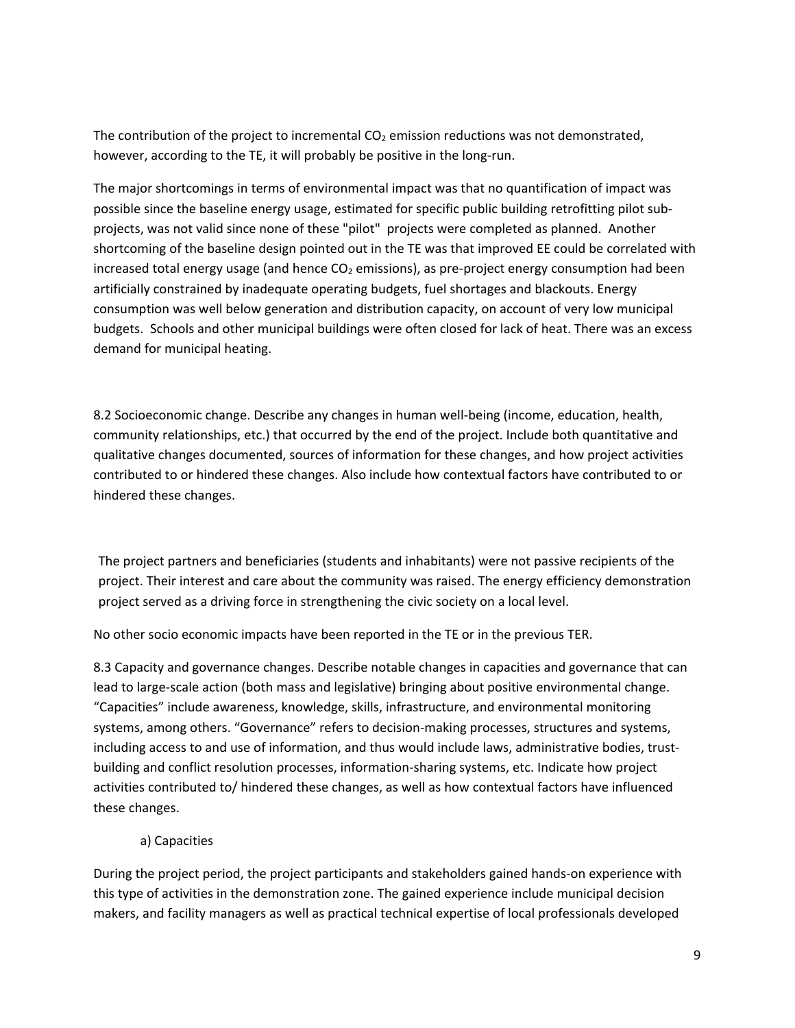The contribution of the project to incremental $CO_2$ emission reductions was not demonstrated, however, according to the TE, it will probably be positive in the long-run.

The major shortcomings in terms of environmental impact was that no quantification of impact was possible since the baseline energy usage, estimated for specific public building retrofitting pilot sub-projects, was not valid since none of these "pilot" projects were completed as planned. Another shortcoming of the baseline design pointed out in the TE was that improved EE could be correlated with increased total energy usage (and hence $CO_2$ emissions), as pre-project energy consumption had been artificially constrained by inadequate operating budgets, fuel shortages and blackouts. Energy consumption was well below generation and distribution capacity, on account of very low municipal budgets. Schools and other municipal buildings were often closed for lack of heat. There was an excess demand for municipal heating.

8.2 Socioeconomic change. Describe any changes in human well-being (income, education, health, community relationships, etc.) that occurred by the end of the project. Include both quantitative and qualitative changes documented, sources of information for these changes, and how project activities contributed to or hindered these changes. Also include how contextual factors have contributed to or hindered these changes.

The project partners and beneficiaries (students and inhabitants) were not passive recipients of the project. Their interest and care about the community was raised. The energy efficiency demonstration project served as a driving force in strengthening the civic society on a local level.

No other socio economic impacts have been reported in the TE or in the previous TER.

8.3 Capacity and governance changes. Describe notable changes in capacities and governance that can lead to large-scale action (both mass and legislative) bringing about positive environmental change. “Capacities” include awareness, knowledge, skills, infrastructure, and environmental monitoring systems, among others. “Governance” refers to decision-making processes, structures and systems, including access to and use of information, and thus would include laws, administrative bodies, trust-building and conflict resolution processes, information-sharing systems, etc. Indicate how project activities contributed to/ hindered these changes, as well as how contextual factors have influenced these changes.

a) Capacities

During the project period, the project participants and stakeholders gained hands-on experience with this type of activities in the demonstration zone. The gained experience include municipal decision makers, and facility managers as well as practical technical expertise of local professionals developed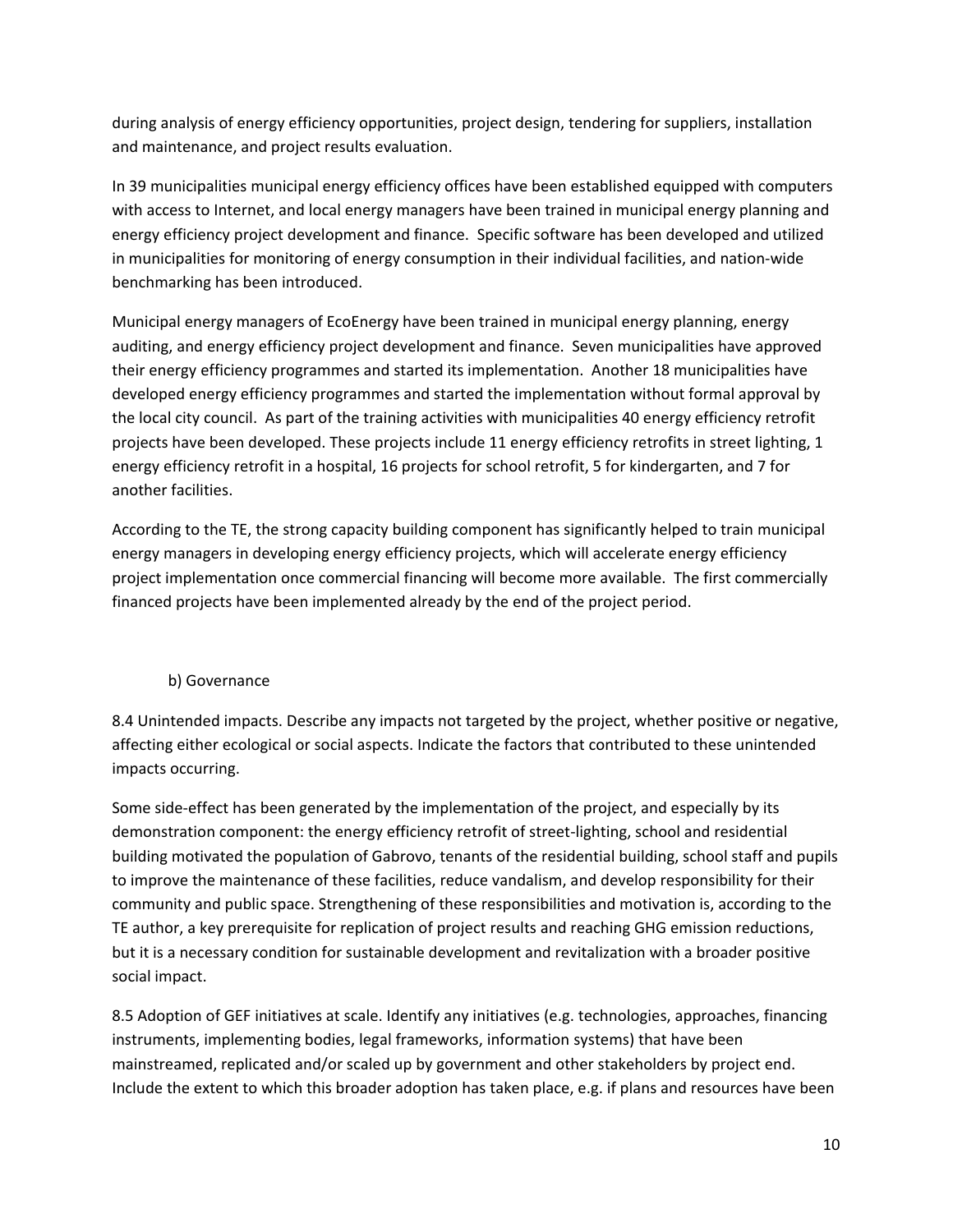during analysis of energy efficiency opportunities, project design, tendering for suppliers, installation and maintenance, and project results evaluation.

In 39 municipalities municipal energy efficiency offices have been established equipped with computers with access to Internet, and local energy managers have been trained in municipal energy planning and energy efficiency project development and finance. Specific software has been developed and utilized in municipalities for monitoring of energy consumption in their individual facilities, and nation-wide benchmarking has been introduced.

Municipal energy managers of EcoEnergy have been trained in municipal energy planning, energy auditing, and energy efficiency project development and finance. Seven municipalities have approved their energy efficiency programmes and started its implementation. Another 18 municipalities have developed energy efficiency programmes and started the implementation without formal approval by the local city council. As part of the training activities with municipalities 40 energy efficiency retrofit projects have been developed. These projects include 11 energy efficiency retrofits in street lighting, 1 energy efficiency retrofit in a hospital, 16 projects for school retrofit, 5 for kindergarten, and 7 for another facilities.

According to the TE, the strong capacity building component has significantly helped to train municipal energy managers in developing energy efficiency projects, which will accelerate energy efficiency project implementation once commercial financing will become more available. The first commercially financed projects have been implemented already by the end of the project period.

b) Governance

8.4 Unintended impacts. Describe any impacts not targeted by the project, whether positive or negative, affecting either ecological or social aspects. Indicate the factors that contributed to these unintended impacts occurring.

Some side-effect has been generated by the implementation of the project, and especially by its demonstration component: the energy efficiency retrofit of street-lighting, school and residential building motivated the population of Gabrovo, tenants of the residential building, school staff and pupils to improve the maintenance of these facilities, reduce vandalism, and develop responsibility for their community and public space. Strengthening of these responsibilities and motivation is, according to the TE author, a key prerequisite for replication of project results and reaching GHG emission reductions, but it is a necessary condition for sustainable development and revitalization with a broader positive social impact.

8.5 Adoption of GEF initiatives at scale. Identify any initiatives (e.g. technologies, approaches, financing instruments, implementing bodies, legal frameworks, information systems) that have been mainstreamed, replicated and/or scaled up by government and other stakeholders by project end. Include the extent to which this broader adoption has taken place, e.g. if plans and resources have been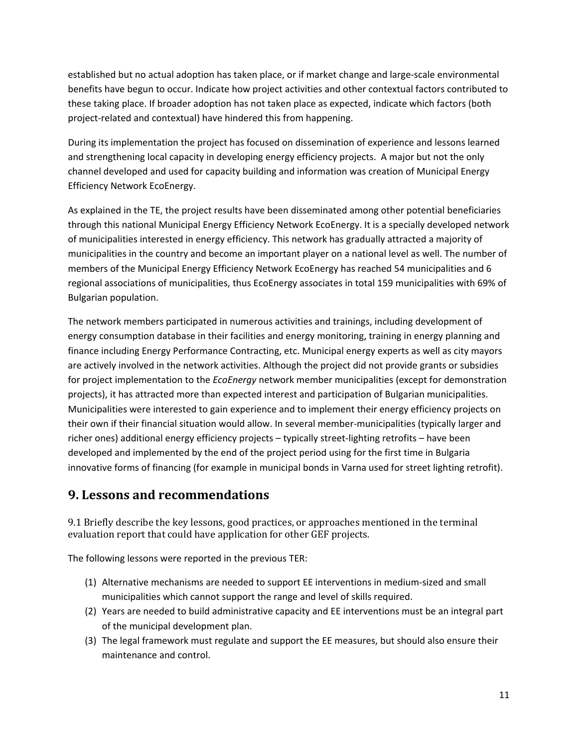established but no actual adoption has taken place, or if market change and large-scale environmental benefits have begun to occur. Indicate how project activities and other contextual factors contributed to these taking place. If broader adoption has not taken place as expected, indicate which factors (both project-related and contextual) have hindered this from happening.

During its implementation the project has focused on dissemination of experience and lessons learned and strengthening local capacity in developing energy efficiency projects. A major but not the only channel developed and used for capacity building and information was creation of Municipal Energy Efficiency Network EcoEnergy.

As explained in the TE, the project results have been disseminated among other potential beneficiaries through this national Municipal Energy Efficiency Network EcoEnergy. It is a specially developed network of municipalities interested in energy efficiency. This network has gradually attracted a majority of municipalities in the country and become an important player on a national level as well. The number of members of the Municipal Energy Efficiency Network EcoEnergy has reached 54 municipalities and 6 regional associations of municipalities, thus EcoEnergy associates in total 159 municipalities with 69% of Bulgarian population.

The network members participated in numerous activities and trainings, including development of energy consumption database in their facilities and energy monitoring, training in energy planning and finance including Energy Performance Contracting, etc. Municipal energy experts as well as city mayors are actively involved in the network activities. Although the project did not provide grants or subsidies for project implementation to the *EcoEnergy* network member municipalities (except for demonstration projects), it has attracted more than expected interest and participation of Bulgarian municipalities. Municipalities were interested to gain experience and to implement their energy efficiency projects on their own if their financial situation would allow. In several member-municipalities (typically larger and richer ones) additional energy efficiency projects – typically street-lighting retrofits – have been developed and implemented by the end of the project period using for the first time in Bulgaria innovative forms of financing (for example in municipal bonds in Varna used for street lighting retrofit).

## 9. Lessons and recommendations

9.1 Briefly describe the key lessons, good practices, or approaches mentioned in the terminal evaluation report that could have application for other GEF projects.

The following lessons were reported in the previous TER:

(1) Alternative mechanisms are needed to support EE interventions in medium-sized and small municipalities which cannot support the range and level of skills required.
(2) Years are needed to build administrative capacity and EE interventions must be an integral part of the municipal development plan.
(3) The legal framework must regulate and support the EE measures, but should also ensure their maintenance and control.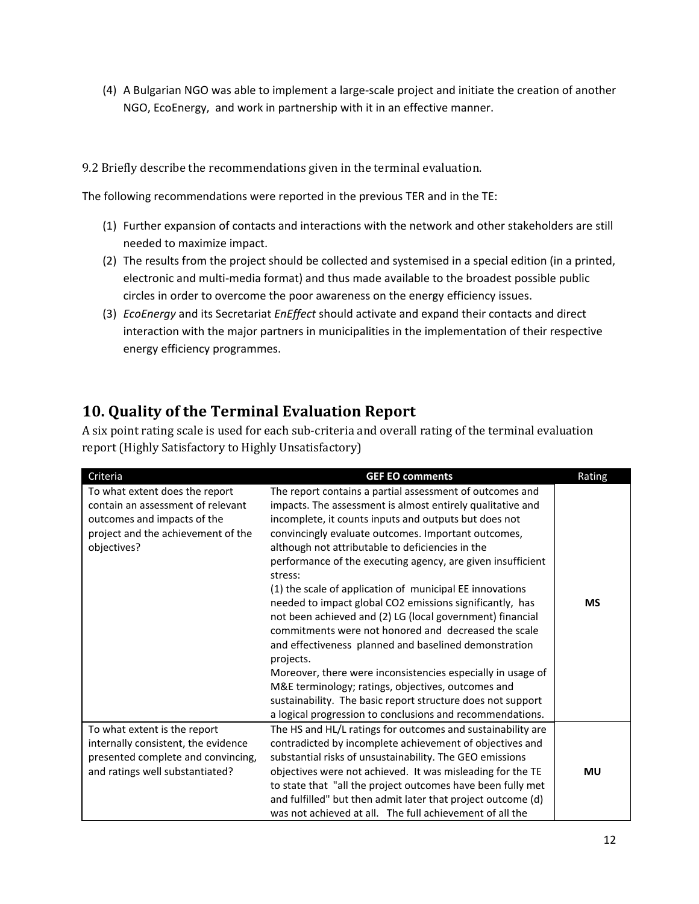(4) A Bulgarian NGO was able to implement a large-scale project and initiate the creation of another NGO, EcoEnergy, and work in partnership with it in an effective manner.

9.2 Briefly describe the recommendations given in the terminal evaluation.

The following recommendations were reported in the previous TER and in the TE:

(1) Further expansion of contacts and interactions with the network and other stakeholders are still needed to maximize impact.
(2) The results from the project should be collected and systemised in a special edition (in a printed, electronic and multi-media format) and thus made available to the broadest possible public circles in order to overcome the poor awareness on the energy efficiency issues.
(3) *EcoEnergy* and its Secretariat *EnEffect* should activate and expand their contacts and direct interaction with the major partners in municipalities in the implementation of their respective energy efficiency programmes.

## 10. Quality of the Terminal Evaluation Report

A six point rating scale is used for each sub-criteria and overall rating of the terminal evaluation report (Highly Satisfactory to Highly Unsatisfactory)

| Criteria | GEF EO comments | Rating |
|---|---|---|
| To what extent does the report contain an assessment of relevant outcomes and impacts of the project and the achievement of the objectives? | The report contains a partial assessment of outcomes and impacts. The assessment is almost entirely qualitative and incomplete, it counts inputs and outputs but does not convincingly evaluate outcomes. Important outcomes, although not attributable to deficiencies in the performance of the executing agency, are given insufficient stress: (1) the scale of application of municipal EE innovations needed to impact global CO2 emissions significantly, has not been achieved and (2) LG (local government) financial commitments were not honored and decreased the scale and effectiveness planned and baselined demonstration projects. Moreover, there were inconsistencies especially in usage of M&E terminology; ratings, objectives, outcomes and sustainability. The basic report structure does not support a logical progression to conclusions and recommendations. | **MS** |
| To what extent is the report internally consistent, the evidence presented complete and convincing, and ratings well substantiated? | The HS and HL/L ratings for outcomes and sustainability are contradicted by incomplete achievement of objectives and substantial risks of unsustainability. The GEO emissions objectives were not achieved. It was misleading for the TE to state that "all the project outcomes have been fully met and fulfilled" but then admit later that project outcome (d) was not achieved at all. The full achievement of all the | **MU** |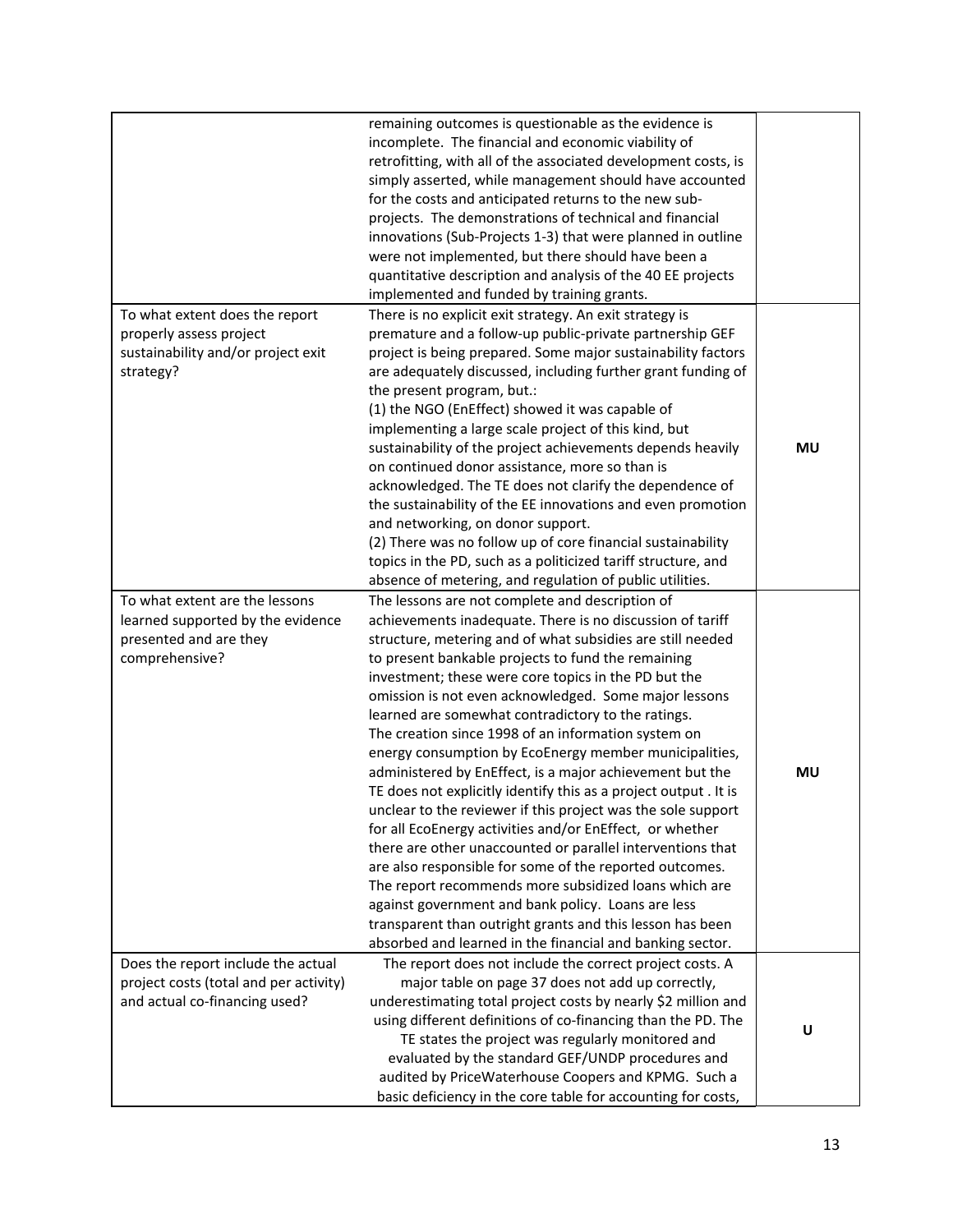| | | |
|---|---|---|
| | remaining outcomes is questionable as the evidence is incomplete. The financial and economic viability of retrofitting, with all of the associated development costs, is simply asserted, while management should have accounted for the costs and anticipated returns to the new sub-projects. The demonstrations of technical and financial innovations (Sub-Projects 1-3) that were planned in outline were not implemented, but there should have been a quantitative description and analysis of the 40 EE projects implemented and funded by training grants. | |
| To what extent does the report properly assess project sustainability and/or project exit strategy? | There is no explicit exit strategy. An exit strategy is premature and a follow-up public-private partnership GEF project is being prepared. Some major sustainability factors are adequately discussed, including further grant funding of the present program, but.:<br>(1) the NGO (EnEffect) showed it was capable of implementing a large scale project of this kind, but sustainability of the project achievements depends heavily on continued donor assistance, more so than is acknowledged. The TE does not clarify the dependence of the sustainability of the EE innovations and even promotion and networking, on donor support.<br>(2) There was no follow up of core financial sustainability topics in the PD, such as a politicized tariff structure, and absence of metering, and regulation of public utilities. | **MU** |
| To what extent are the lessons learned supported by the evidence presented and are they comprehensive? | The lessons are not complete and description of achievements inadequate. There is no discussion of tariff structure, metering and of what subsidies are still needed to present bankable projects to fund the remaining investment; these were core topics in the PD but the omission is not even acknowledged. Some major lessons learned are somewhat contradictory to the ratings.<br>The creation since 1998 of an information system on energy consumption by EcoEnergy member municipalities, administered by EnEffect, is a major achievement but the TE does not explicitly identify this as a project output . It is unclear to the reviewer if this project was the sole support for all EcoEnergy activities and/or EnEffect, or whether there are other unaccounted or parallel interventions that are also responsible for some of the reported outcomes.<br>The report recommends more subsidized loans which are against government and bank policy. Loans are less transparent than outright grants and this lesson has been absorbed and learned in the financial and banking sector. | **MU** |
| Does the report include the actual project costs (total and per activity) and actual co-financing used? | The report does not include the correct project costs. A major table on page 37 does not add up correctly, underestimating total project costs by nearly $2 million and using different definitions of co-financing than the PD. The TE states the project was regularly monitored and evaluated by the standard GEF/UNDP procedures and audited by PriceWaterhouse Coopers and KPMG. Such a basic deficiency in the core table for accounting for costs, | **U** |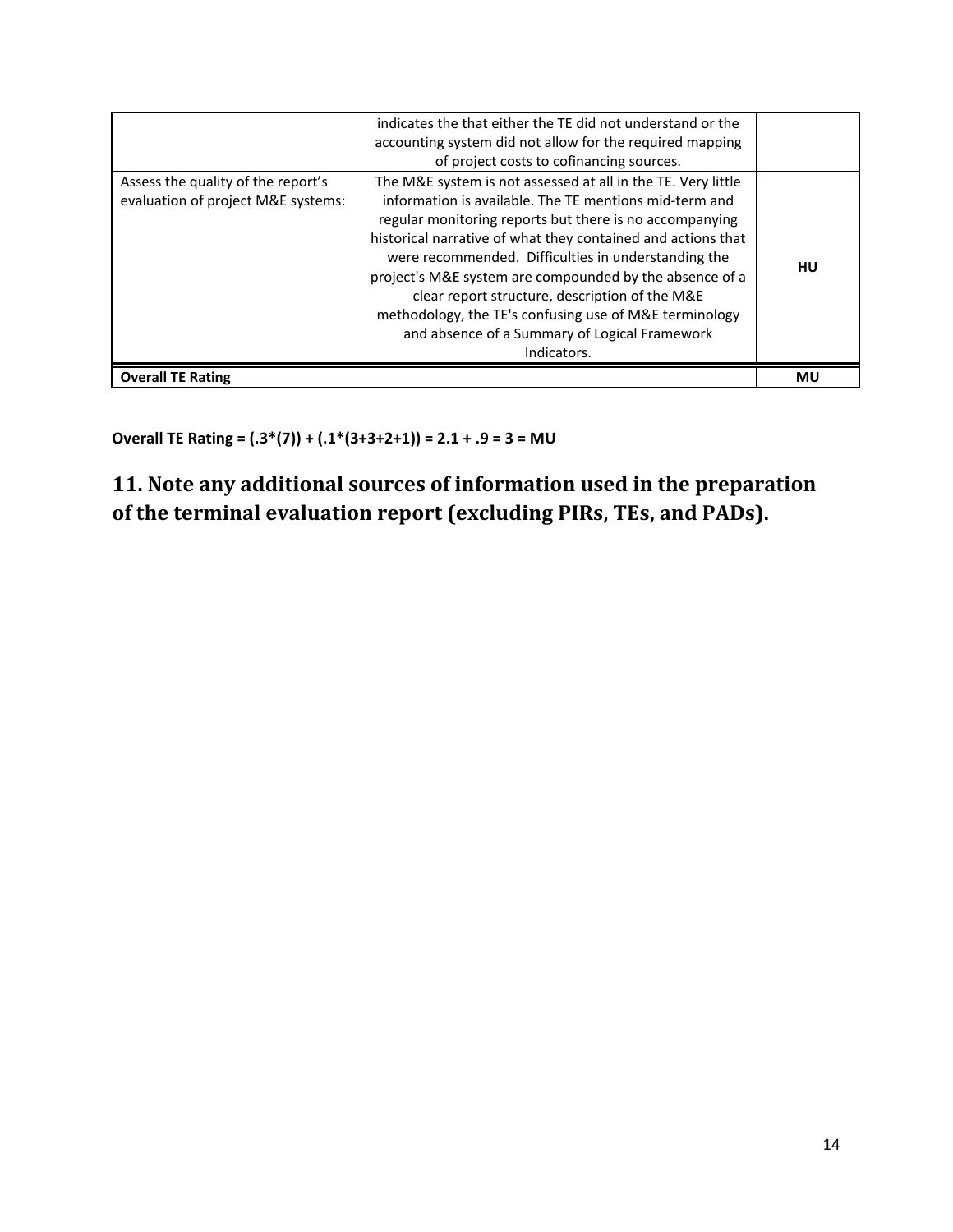| | | |
|---|---|---|
| | indicates the that either the TE did not understand or the accounting system did not allow for the required mapping of project costs to cofinancing sources. | |
| Assess the quality of the report's evaluation of project M&E systems: | The M&E system is not assessed at all in the TE. Very little information is available. The TE mentions mid-term and regular monitoring reports but there is no accompanying historical narrative of what they contained and actions that were recommended. Difficulties in understanding the project's M&E system are compounded by the absence of a clear report structure, description of the M&E methodology, the TE's confusing use of M&E terminology and absence of a Summary of Logical Framework Indicators. | **HU** |
| **Overall TE Rating** | | **MU** |

**Overall TE Rating = (.3*(7)) + (.1*(3+3+2+1)) = 2.1 + .9 = 3 = MU**

## 11. Note any additional sources of information used in the preparation of the terminal evaluation report (excluding PIRs, TEs, and PADs).